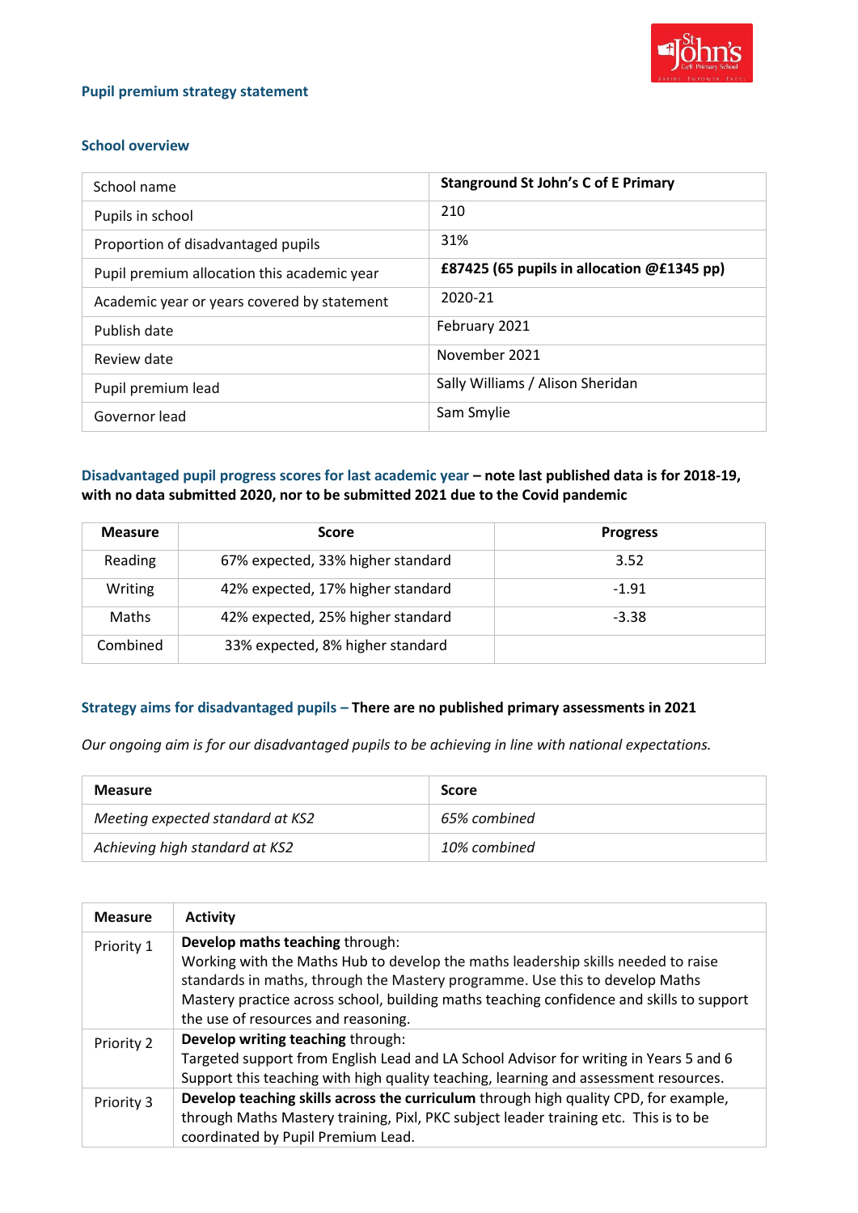## Pupil premium strategy statement

### School overview

| | |
|---|---|
| School name | **Stanground St John's C of E Primary** |
| Pupils in school | 210 |
| Proportion of disadvantaged pupils | 31% |
| Pupil premium allocation this academic year | **£87425 (65 pupils in allocation @£1345 pp)** |
| Academic year or years covered by statement | 2020-21 |
| Publish date | February 2021 |
| Review date | November 2021 |
| Pupil premium lead | Sally Williams / Alison Sheridan |
| Governor lead | Sam Smylie |

### Disadvantaged pupil progress scores for last academic year – note last published data is for 2018-19, with no data submitted 2020, nor to be submitted 2021 due to the Covid pandemic

| Measure | Score | Progress |
|---|---|---|
| Reading | 67% expected, 33% higher standard | 3.52 |
| Writing | 42% expected, 17% higher standard | -1.91 |
| Maths | 42% expected, 25% higher standard | -3.38 |
| Combined | 33% expected, 8% higher standard | |

### Strategy aims for disadvantaged pupils – There are no published primary assessments in 2021

*Our ongoing aim is for our disadvantaged pupils to be achieving in line with national expectations.*

| Measure | Score |
|---|---|
| *Meeting expected standard at KS2* | *65% combined* |
| *Achieving high standard at KS2* | *10% combined* |

| Measure | Activity |
|---|---|
| Priority 1 | **Develop maths teaching** through: Working with the Maths Hub to develop the maths leadership skills needed to raise standards in maths, through the Mastery programme. Use this to develop Maths Mastery practice across school, building maths teaching confidence and skills to support the use of resources and reasoning. |
| Priority 2 | **Develop writing teaching** through: Targeted support from English Lead and LA School Advisor for writing in Years 5 and 6 Support this teaching with high quality teaching, learning and assessment resources. |
| Priority 3 | **Develop teaching skills across the curriculum** through high quality CPD, for example, through Maths Mastery training, Pixl, PKC subject leader training etc. This is to be coordinated by Pupil Premium Lead. |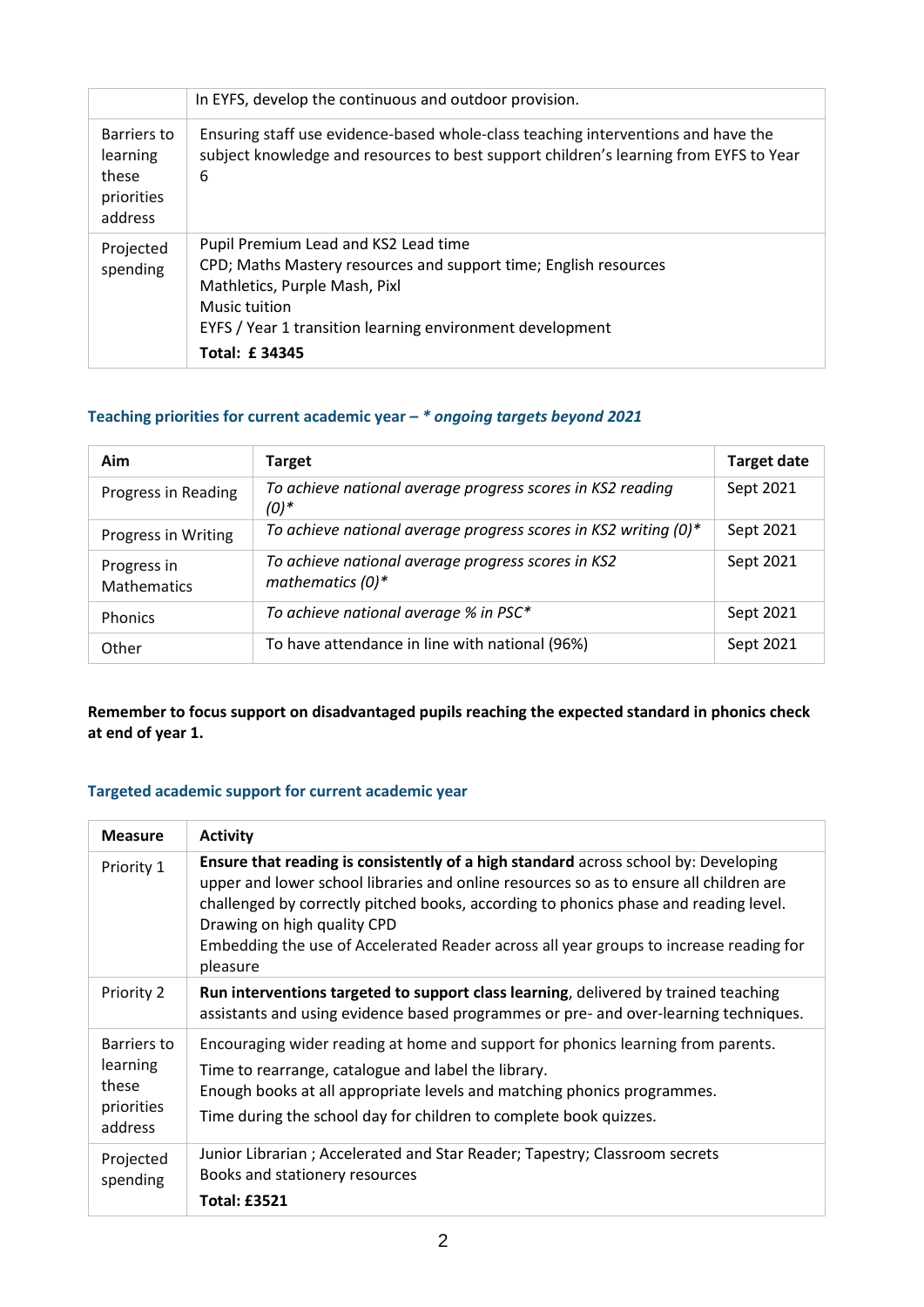| | |
|---|---|
| | In EYFS, develop the continuous and outdoor provision. |
| Barriers to learning these priorities address | Ensuring staff use evidence-based whole-class teaching interventions and have the subject knowledge and resources to best support children's learning from EYFS to Year 6 |
| Projected spending | Pupil Premium Lead and KS2 Lead time<br>CPD; Maths Mastery resources and support time; English resources<br>Mathletics, Purple Mash, Pixl<br>Music tuition<br>EYFS / Year 1 transition learning environment development<br>**Total: £ 34345** |

### Teaching priorities for current academic year – *\* ongoing targets beyond 2021*

| Aim | Target | Target date |
|---|---|---|
| Progress in Reading | *To achieve national average progress scores in KS2 reading (0)\** | Sept 2021 |
| Progress in Writing | *To achieve national average progress scores in KS2 writing (0)\** | Sept 2021 |
| Progress in Mathematics | *To achieve national average progress scores in KS2 mathematics (0)\** | Sept 2021 |
| Phonics | *To achieve national average % in PSC\** | Sept 2021 |
| Other | To have attendance in line with national (96%) | Sept 2021 |

**Remember to focus support on disadvantaged pupils reaching the expected standard in phonics check at end of year 1.**

### Targeted academic support for current academic year

| Measure | Activity |
|---|---|
| Priority 1 | **Ensure that reading is consistently of a high standard** across school by: Developing upper and lower school libraries and online resources so as to ensure all children are challenged by correctly pitched books, according to phonics phase and reading level.<br>Drawing on high quality CPD<br>Embedding the use of Accelerated Reader across all year groups to increase reading for pleasure |
| Priority 2 | **Run interventions targeted to support class learning**, delivered by trained teaching assistants and using evidence based programmes or pre- and over-learning techniques. |
| Barriers to learning these priorities address | Encouraging wider reading at home and support for phonics learning from parents.<br>Time to rearrange, catalogue and label the library.<br>Enough books at all appropriate levels and matching phonics programmes.<br>Time during the school day for children to complete book quizzes. |
| Projected spending | Junior Librarian ; Accelerated and Star Reader; Tapestry; Classroom secrets<br>Books and stationery resources<br>**Total: £3521** |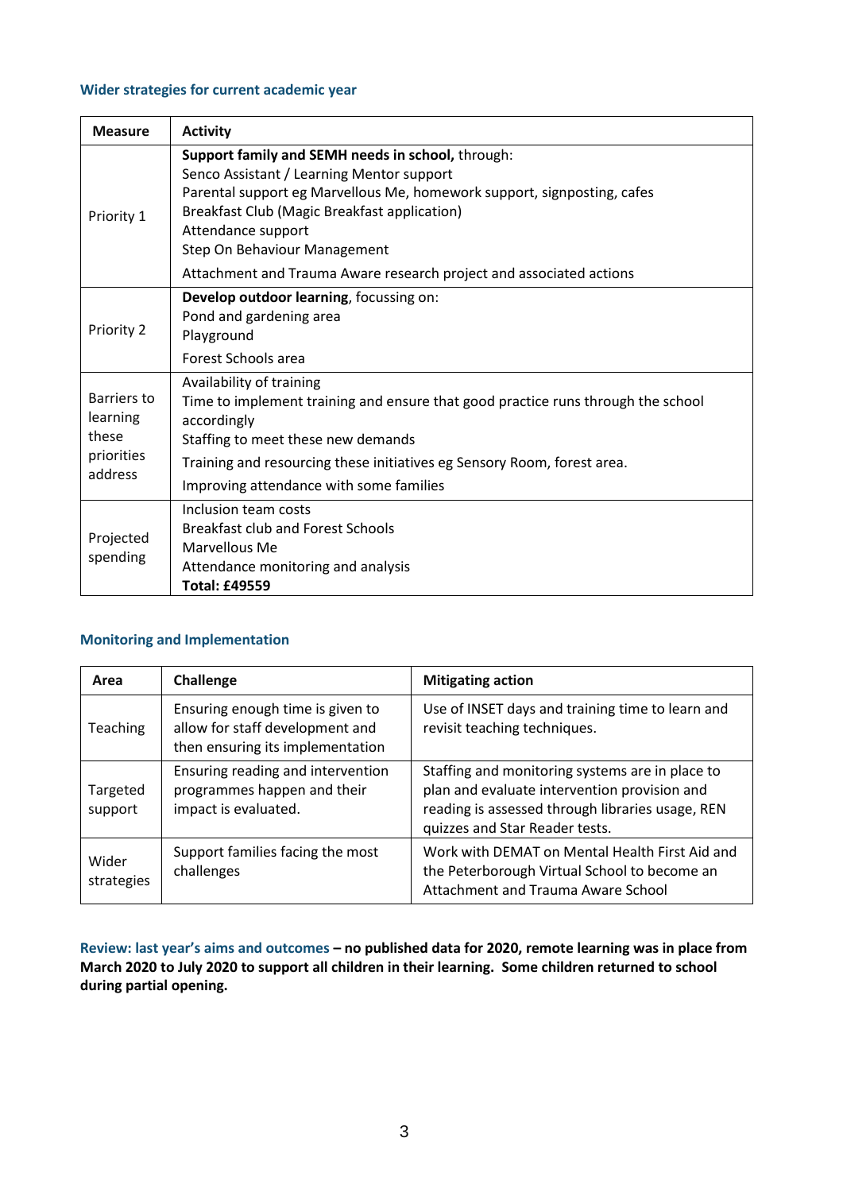### Wider strategies for current academic year

| Measure | Activity |
|---|---|
| Priority 1 | **Support family and SEMH needs in school,** through:<br>Senco Assistant / Learning Mentor support<br>Parental support eg Marvellous Me, homework support, signposting, cafes<br>Breakfast Club (Magic Breakfast application)<br>Attendance support<br>Step On Behaviour Management<br>Attachment and Trauma Aware research project and associated actions |
| Priority 2 | **Develop outdoor learning**, focussing on:<br>Pond and gardening area<br>Playground<br>Forest Schools area |
| Barriers to learning these priorities address | Availability of training<br>Time to implement training and ensure that good practice runs through the school accordingly<br>Staffing to meet these new demands<br>Training and resourcing these initiatives eg Sensory Room, forest area.<br>Improving attendance with some families |
| Projected spending | Inclusion team costs<br>Breakfast club and Forest Schools<br>Marvellous Me<br>Attendance monitoring and analysis<br>**Total: £49559** |

### Monitoring and Implementation

| Area | Challenge | Mitigating action |
|---|---|---|
| Teaching | Ensuring enough time is given to allow for staff development and then ensuring its implementation | Use of INSET days and training time to learn and revisit teaching techniques. |
| Targeted support | Ensuring reading and intervention programmes happen and their impact is evaluated. | Staffing and monitoring systems are in place to plan and evaluate intervention provision and reading is assessed through libraries usage, REN quizzes and Star Reader tests. |
| Wider strategies | Support families facing the most challenges | Work with DEMAT on Mental Health First Aid and the Peterborough Virtual School to become an Attachment and Trauma Aware School |

**Review: last year's aims and outcomes – no published data for 2020, remote learning was in place from March 2020 to July 2020 to support all children in their learning. Some children returned to school during partial opening.**